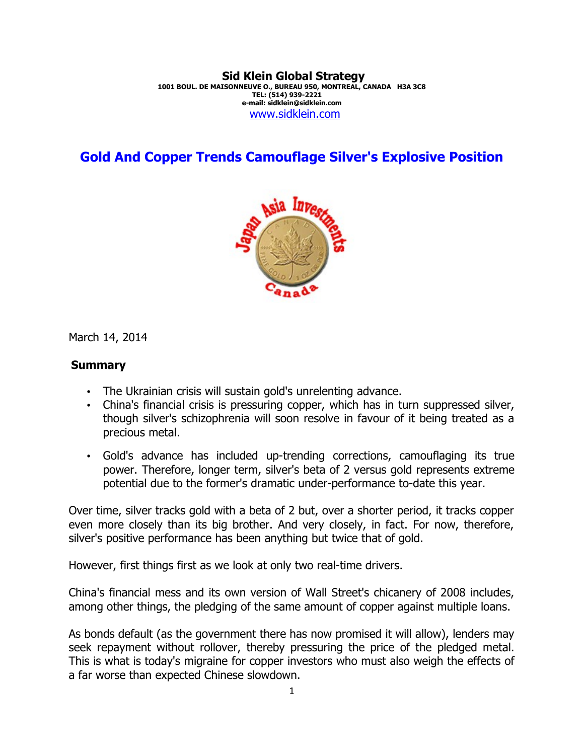**Sid Klein Global Strategy**
1001 BOUL. DE MAISONNEUVE O., BUREAU 950, MONTREAL, CANADA H3A 3C8
TEL: (514) 939-2221
e-mail: sidklein@sidklein.com
www.sidklein.com

# Gold And Copper Trends Camouflage Silver's Explosive Position

March 14, 2014

## Summary

- The Ukrainian crisis will sustain gold's unrelenting advance.
- China's financial crisis is pressuring copper, which has in turn suppressed silver, though silver's schizophrenia will soon resolve in favour of it being treated as a precious metal.
- Gold's advance has included up-trending corrections, camouflaging its true power. Therefore, longer term, silver's beta of 2 versus gold represents extreme potential due to the former's dramatic under-performance to-date this year.

Over time, silver tracks gold with a beta of 2 but, over a shorter period, it tracks copper even more closely than its big brother. And very closely, in fact. For now, therefore, silver's positive performance has been anything but twice that of gold.

However, first things first as we look at only two real-time drivers.

China's financial mess and its own version of Wall Street's chicanery of 2008 includes, among other things, the pledging of the same amount of copper against multiple loans.

As bonds default (as the government there has now promised it will allow), lenders may seek repayment without rollover, thereby pressuring the price of the pledged metal. This is what is today's migraine for copper investors who must also weigh the effects of a far worse than expected Chinese slowdown.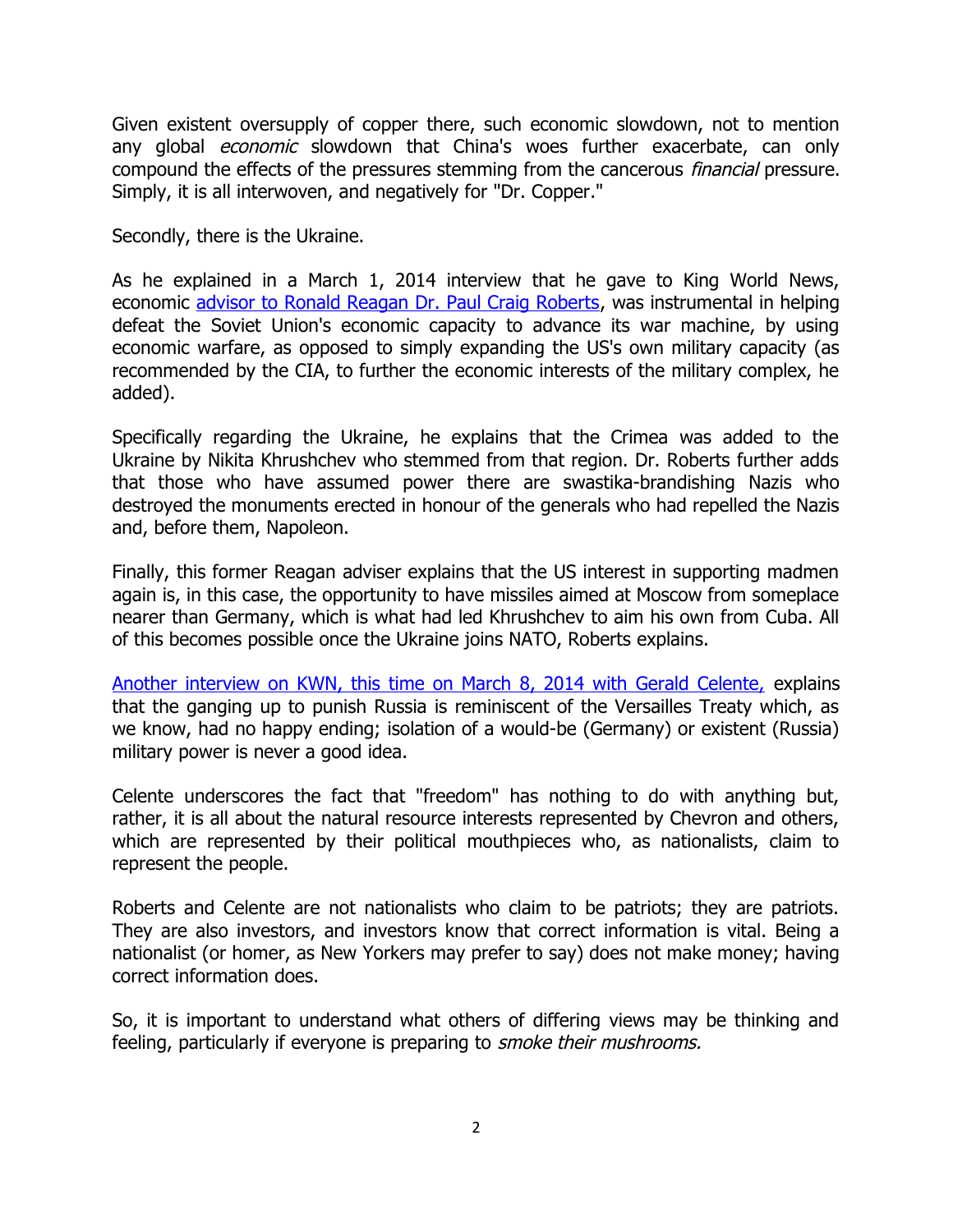Given existent oversupply of copper there, such economic slowdown, not to mention any global *economic* slowdown that China's woes further exacerbate, can only compound the effects of the pressures stemming from the cancerous *financial* pressure. Simply, it is all interwoven, and negatively for "Dr. Copper."

Secondly, there is the Ukraine.

As he explained in a March 1, 2014 interview that he gave to King World News, economic [advisor to Ronald Reagan Dr. Paul Craig Roberts](), was instrumental in helping defeat the Soviet Union's economic capacity to advance its war machine, by using economic warfare, as opposed to simply expanding the US's own military capacity (as recommended by the CIA, to further the economic interests of the military complex, he added).

Specifically regarding the Ukraine, he explains that the Crimea was added to the Ukraine by Nikita Khrushchev who stemmed from that region. Dr. Roberts further adds that those who have assumed power there are swastika-brandishing Nazis who destroyed the monuments erected in honour of the generals who had repelled the Nazis and, before them, Napoleon.

Finally, this former Reagan adviser explains that the US interest in supporting madmen again is, in this case, the opportunity to have missiles aimed at Moscow from someplace nearer than Germany, which is what had led Khrushchev to aim his own from Cuba. All of this becomes possible once the Ukraine joins NATO, Roberts explains.

[Another interview on KWN, this time on March 8, 2014 with Gerald Celente,]() explains that the ganging up to punish Russia is reminiscent of the Versailles Treaty which, as we know, had no happy ending; isolation of a would-be (Germany) or existent (Russia) military power is never a good idea.

Celente underscores the fact that "freedom" has nothing to do with anything but, rather, it is all about the natural resource interests represented by Chevron and others, which are represented by their political mouthpieces who, as nationalists, claim to represent the people.

Roberts and Celente are not nationalists who claim to be patriots; they are patriots. They are also investors, and investors know that correct information is vital. Being a nationalist (or homer, as New Yorkers may prefer to say) does not make money; having correct information does.

So, it is important to understand what others of differing views may be thinking and feeling, particularly if everyone is preparing to *smoke their mushrooms.*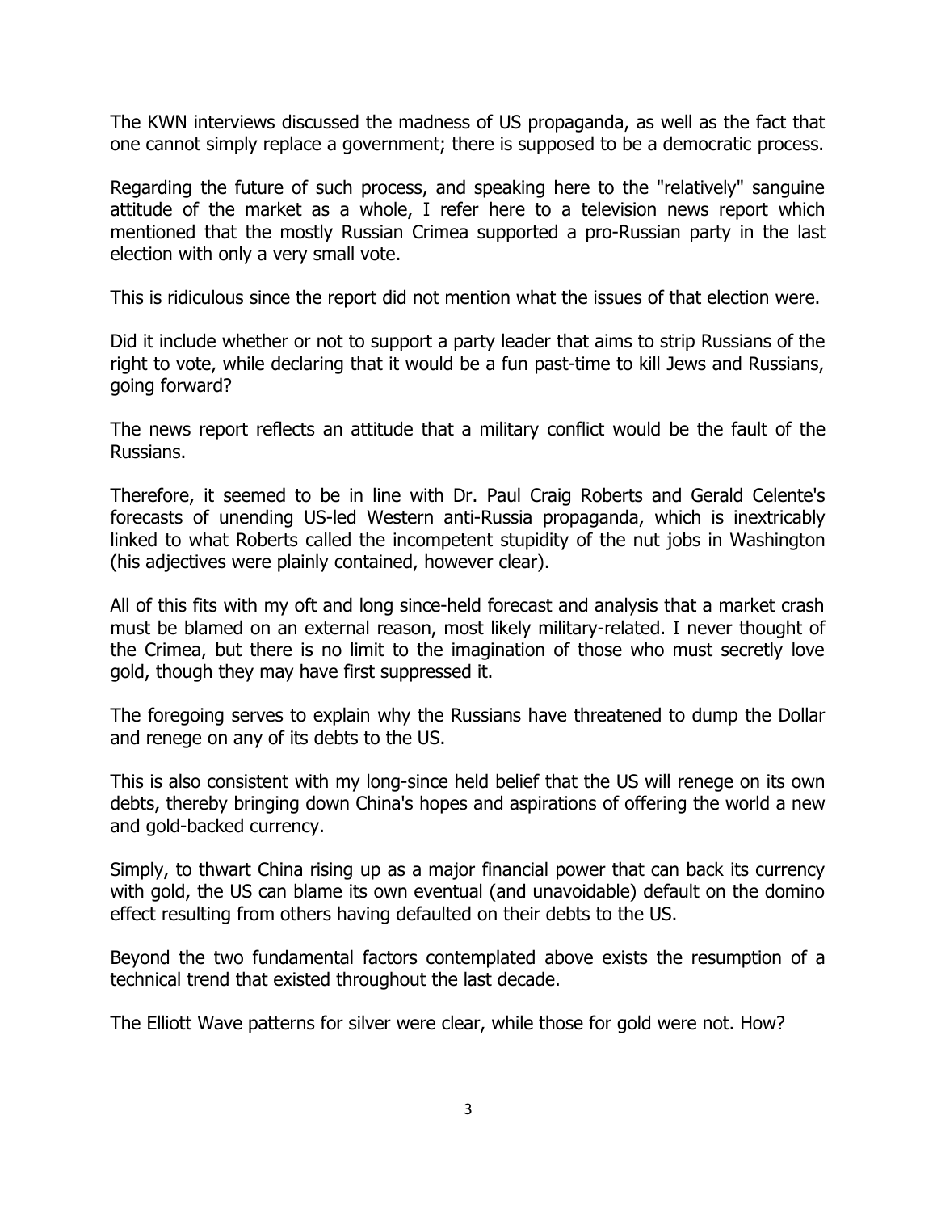The KWN interviews discussed the madness of US propaganda, as well as the fact that one cannot simply replace a government; there is supposed to be a democratic process.

Regarding the future of such process, and speaking here to the "relatively" sanguine attitude of the market as a whole, I refer here to a television news report which mentioned that the mostly Russian Crimea supported a pro-Russian party in the last election with only a very small vote.

This is ridiculous since the report did not mention what the issues of that election were.

Did it include whether or not to support a party leader that aims to strip Russians of the right to vote, while declaring that it would be a fun past-time to kill Jews and Russians, going forward?

The news report reflects an attitude that a military conflict would be the fault of the Russians.

Therefore, it seemed to be in line with Dr. Paul Craig Roberts and Gerald Celente's forecasts of unending US-led Western anti-Russia propaganda, which is inextricably linked to what Roberts called the incompetent stupidity of the nut jobs in Washington (his adjectives were plainly contained, however clear).

All of this fits with my oft and long since-held forecast and analysis that a market crash must be blamed on an external reason, most likely military-related. I never thought of the Crimea, but there is no limit to the imagination of those who must secretly love gold, though they may have first suppressed it.

The foregoing serves to explain why the Russians have threatened to dump the Dollar and renege on any of its debts to the US.

This is also consistent with my long-since held belief that the US will renege on its own debts, thereby bringing down China's hopes and aspirations of offering the world a new and gold-backed currency.

Simply, to thwart China rising up as a major financial power that can back its currency with gold, the US can blame its own eventual (and unavoidable) default on the domino effect resulting from others having defaulted on their debts to the US.

Beyond the two fundamental factors contemplated above exists the resumption of a technical trend that existed throughout the last decade.

The Elliott Wave patterns for silver were clear, while those for gold were not. How?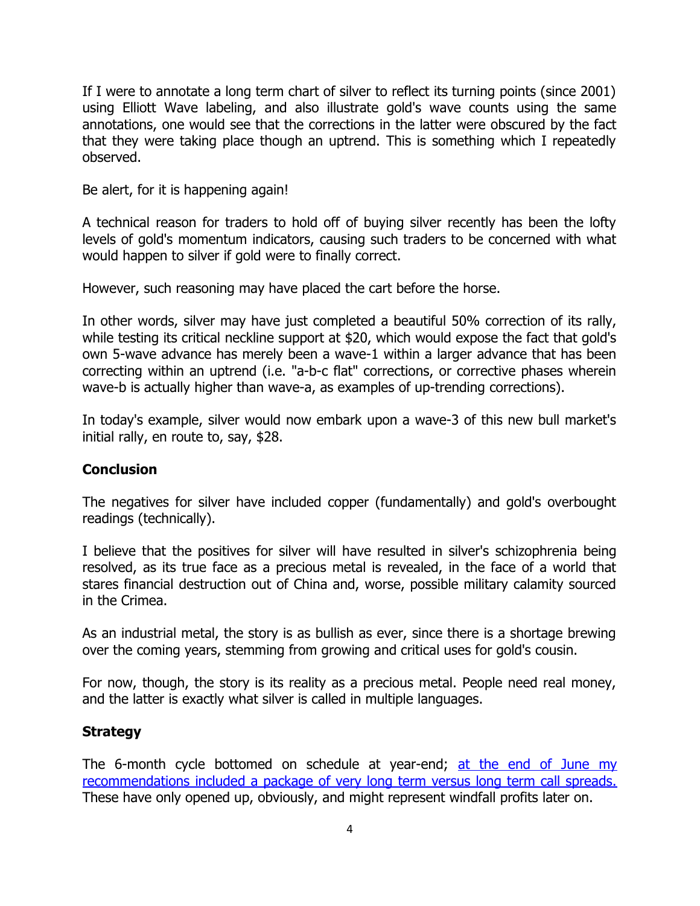If I were to annotate a long term chart of silver to reflect its turning points (since 2001) using Elliott Wave labeling, and also illustrate gold's wave counts using the same annotations, one would see that the corrections in the latter were obscured by the fact that they were taking place though an uptrend. This is something which I repeatedly observed.

Be alert, for it is happening again!

A technical reason for traders to hold off of buying silver recently has been the lofty levels of gold's momentum indicators, causing such traders to be concerned with what would happen to silver if gold were to finally correct.

However, such reasoning may have placed the cart before the horse.

In other words, silver may have just completed a beautiful 50% correction of its rally, while testing its critical neckline support at $20, which would expose the fact that gold's own 5-wave advance has merely been a wave-1 within a larger advance that has been correcting within an uptrend (i.e. "a-b-c flat" corrections, or corrective phases wherein wave-b is actually higher than wave-a, as examples of up-trending corrections).

In today's example, silver would now embark upon a wave-3 of this new bull market's initial rally, en route to, say, $28.

## Conclusion

The negatives for silver have included copper (fundamentally) and gold's overbought readings (technically).

I believe that the positives for silver will have resulted in silver's schizophrenia being resolved, as its true face as a precious metal is revealed, in the face of a world that stares financial destruction out of China and, worse, possible military calamity sourced in the Crimea.

As an industrial metal, the story is as bullish as ever, since there is a shortage brewing over the coming years, stemming from growing and critical uses for gold's cousin.

For now, though, the story is its reality as a precious metal. People need real money, and the latter is exactly what silver is called in multiple languages.

## Strategy

The 6-month cycle bottomed on schedule at year-end; [at the end of June my recommendations included a package of very long term versus long term call spreads.]() These have only opened up, obviously, and might represent windfall profits later on.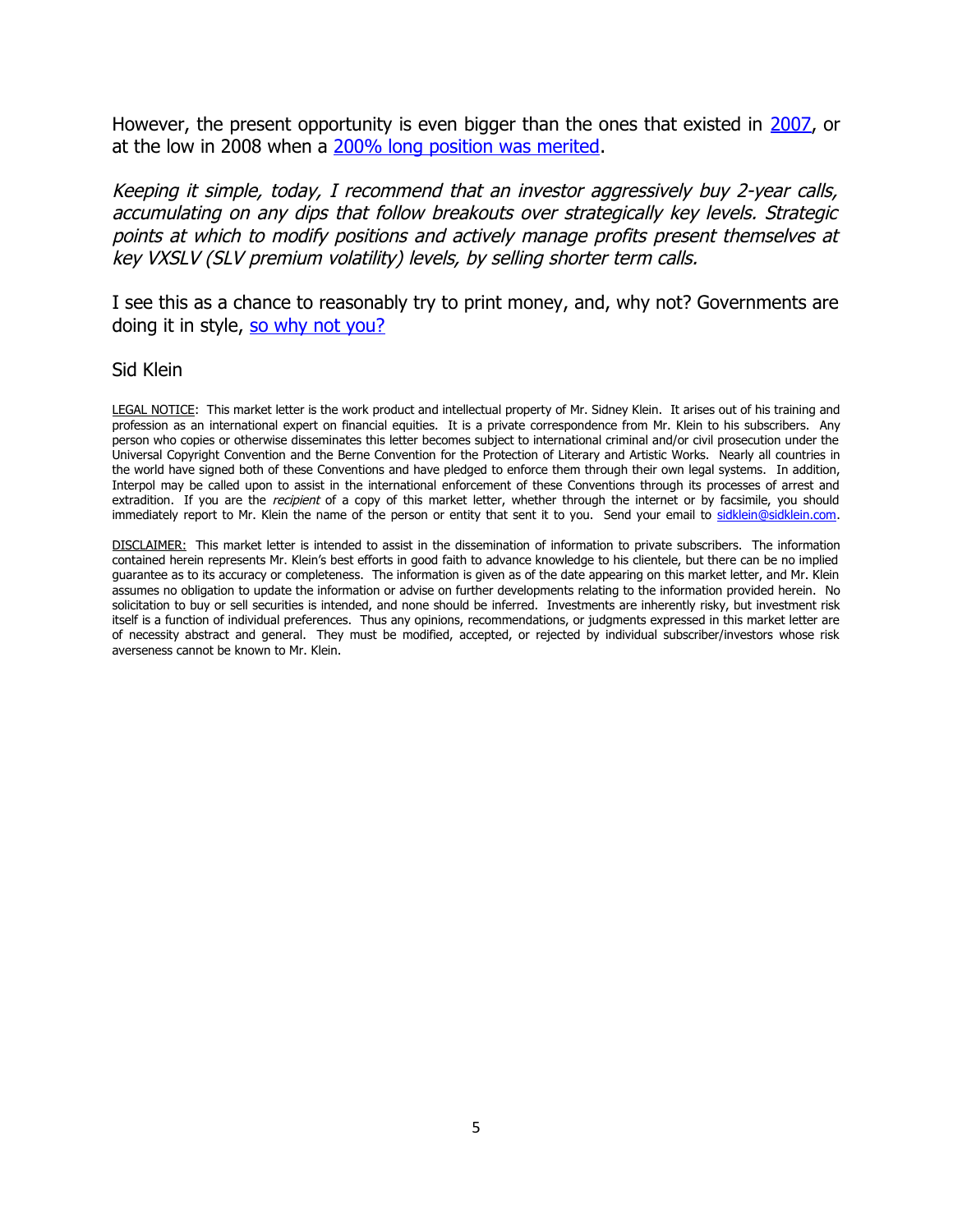However, the present opportunity is even bigger than the ones that existed in [2007](), or at the low in 2008 when a [200% long position was merited]().

*Keeping it simple, today, I recommend that an investor aggressively buy 2-year calls, accumulating on any dips that follow breakouts over strategically key levels. Strategic points at which to modify positions and actively manage profits present themselves at key VXSLV (SLV premium volatility) levels, by selling shorter term calls.*

I see this as a chance to reasonably try to print money, and, why not? Governments are doing it in style, [so why not you?]()

Sid Klein

LEGAL NOTICE: This market letter is the work product and intellectual property of Mr. Sidney Klein. It arises out of his training and profession as an international expert on financial equities. It is a private correspondence from Mr. Klein to his subscribers. Any person who copies or otherwise disseminates this letter becomes subject to international criminal and/or civil prosecution under the Universal Copyright Convention and the Berne Convention for the Protection of Literary and Artistic Works. Nearly all countries in the world have signed both of these Conventions and have pledged to enforce them through their own legal systems. In addition, Interpol may be called upon to assist in the international enforcement of these Conventions through its processes of arrest and extradition. If you are the *recipient* of a copy of this market letter, whether through the internet or by facsimile, you should immediately report to Mr. Klein the name of the person or entity that sent it to you. Send your email to sidklein@sidklein.com.

DISCLAIMER: This market letter is intended to assist in the dissemination of information to private subscribers. The information contained herein represents Mr. Klein's best efforts in good faith to advance knowledge to his clientele, but there can be no implied guarantee as to its accuracy or completeness. The information is given as of the date appearing on this market letter, and Mr. Klein assumes no obligation to update the information or advise on further developments relating to the information provided herein. No solicitation to buy or sell securities is intended, and none should be inferred. Investments are inherently risky, but investment risk itself is a function of individual preferences. Thus any opinions, recommendations, or judgments expressed in this market letter are of necessity abstract and general. They must be modified, accepted, or rejected by individual subscriber/investors whose risk averseness cannot be known to Mr. Klein.